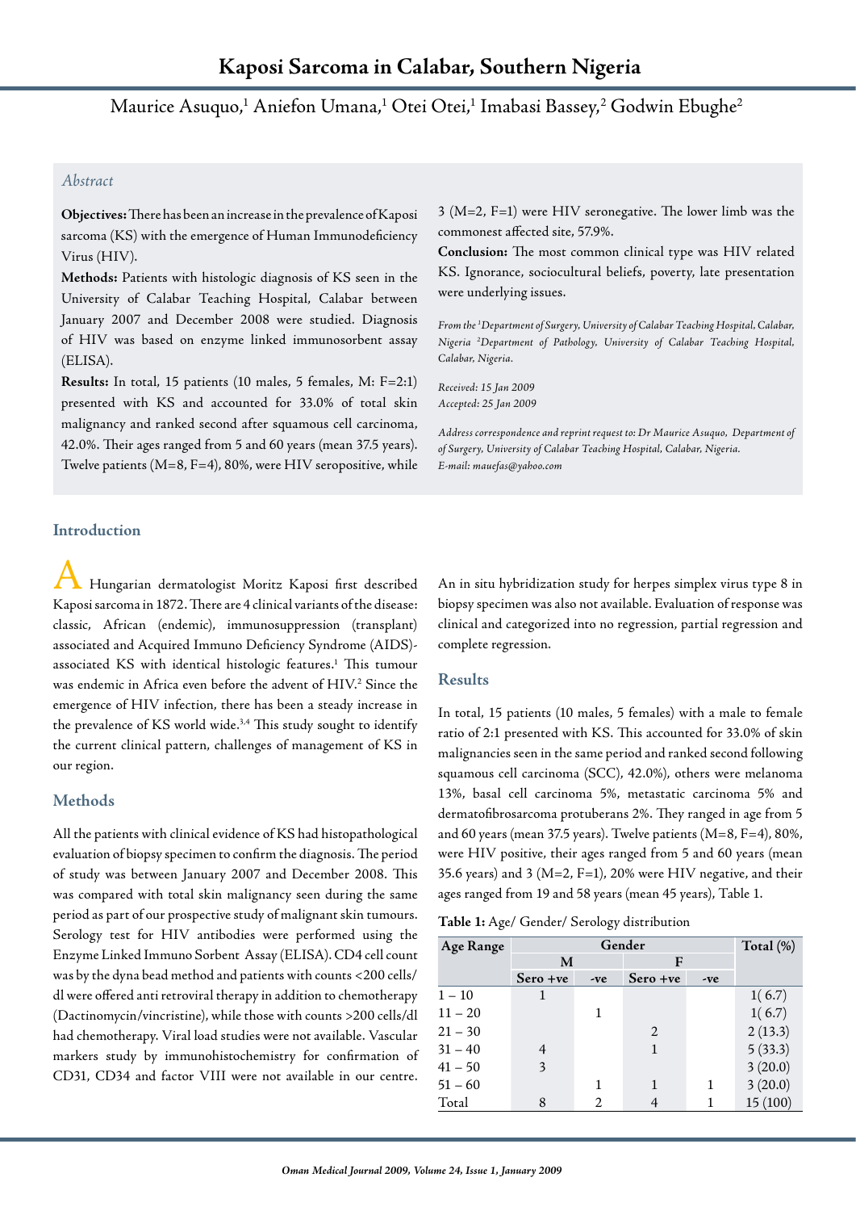# Kaposi Sarcoma in Calabar, Southern Nigeria

Maurice Asuquo,[1] Aniefon Umana,[1] Otei Otei,[1] Imabasi Bassey,[2] Godwin Ebughe[2]

## Abstract

**Objectives:** There has been an increase in the prevalence of Kaposi sarcoma (KS) with the emergence of Human Immunodeficiency Virus (HIV).

**Methods:** Patients with histologic diagnosis of KS seen in the University of Calabar Teaching Hospital, Calabar between January 2007 and December 2008 were studied. Diagnosis of HIV was based on enzyme linked immunosorbent assay (ELISA).

**Results:** In total, 15 patients (10 males, 5 females, M: F=2:1) presented with KS and accounted for 33.0% of total skin malignancy and ranked second after squamous cell carcinoma, 42.0%. Their ages ranged from 5 and 60 years (mean 37.5 years). Twelve patients (M=8, F=4), 80%, were HIV seropositive, while 3 (M=2, F=1) were HIV seronegative. The lower limb was the commonest affected site, 57.9%.

**Conclusion:** The most common clinical type was HIV related KS. Ignorance, sociocultural beliefs, poverty, late presentation were underlying issues.

*From the [1]Department of Surgery, University of Calabar Teaching Hospital, Calabar, Nigeria [2]Department of Pathology, University of Calabar Teaching Hospital, Calabar, Nigeria.*

*Received: 15 Jan 2009*
*Accepted: 25 Jan 2009*

*Address correspondence and reprint request to: Dr Maurice Asuquo, Department of of Surgery, University of Calabar Teaching Hospital, Calabar, Nigeria. E-mail: mauefas@yahoo.com*

## Introduction

A Hungarian dermatologist Moritz Kaposi first described Kaposi sarcoma in 1872. There are 4 clinical variants of the disease: classic, African (endemic), immunosuppression (transplant) associated and Acquired Immuno Deficiency Syndrome (AIDS)-associated KS with identical histologic features.[1] This tumour was endemic in Africa even before the advent of HIV.[2] Since the emergence of HIV infection, there has been a steady increase in the prevalence of KS world wide.[3,4] This study sought to identify the current clinical pattern, challenges of management of KS in our region.

## Methods

All the patients with clinical evidence of KS had histopathological evaluation of biopsy specimen to confirm the diagnosis. The period of study was between January 2007 and December 2008. This was compared with total skin malignancy seen during the same period as part of our prospective study of malignant skin tumours. Serology test for HIV antibodies were performed using the Enzyme Linked Immuno Sorbent Assay (ELISA). CD4 cell count was by the dyna bead method and patients with counts <200 cells/dl were offered anti retroviral therapy in addition to chemotherapy (Dactinomycin/vincristine), while those with counts >200 cells/dl had chemotherapy. Viral load studies were not available. Vascular markers study by immunohistochemistry for confirmation of CD31, CD34 and factor VIII were not available in our centre. An in situ hybridization study for herpes simplex virus type 8 in biopsy specimen was also not available. Evaluation of response was clinical and categorized into no regression, partial regression and complete regression.

## Results

In total, 15 patients (10 males, 5 females) with a male to female ratio of 2:1 presented with KS. This accounted for 33.0% of skin malignancies seen in the same period and ranked second following squamous cell carcinoma (SCC), 42.0%), others were melanoma 13%, basal cell carcinoma 5%, metastatic carcinoma 5% and dermatofibrosarcoma protuberans 2%. They ranged in age from 5 and 60 years (mean 37.5 years). Twelve patients (M=8, F=4), 80%, were HIV positive, their ages ranged from 5 and 60 years (mean 35.6 years) and 3 (M=2, F=1), 20% were HIV negative, and their ages ranged from 19 and 58 years (mean 45 years), Table 1.

**Table 1:** Age/ Gender/ Serology distribution

| Age Range | Gender | | | | Total (%) |
|---|---|---|---|---|---|
| | M | | F | | |
| | Sero +ve | -ve | Sero +ve | -ve | |
| 1 – 10 | 1 | | | | 1( 6.7) |
| 11 – 20 | | 1 | | | 1( 6.7) |
| 21 – 30 | | | 2 | | 2 (13.3) |
| 31 – 40 | 4 | | 1 | | 5 (33.3) |
| 41 – 50 | 3 | | | | 3 (20.0) |
| 51 – 60 | | 1 | 1 | 1 | 3 (20.0) |
| Total | 8 | 2 | 4 | 1 | 15 (100) |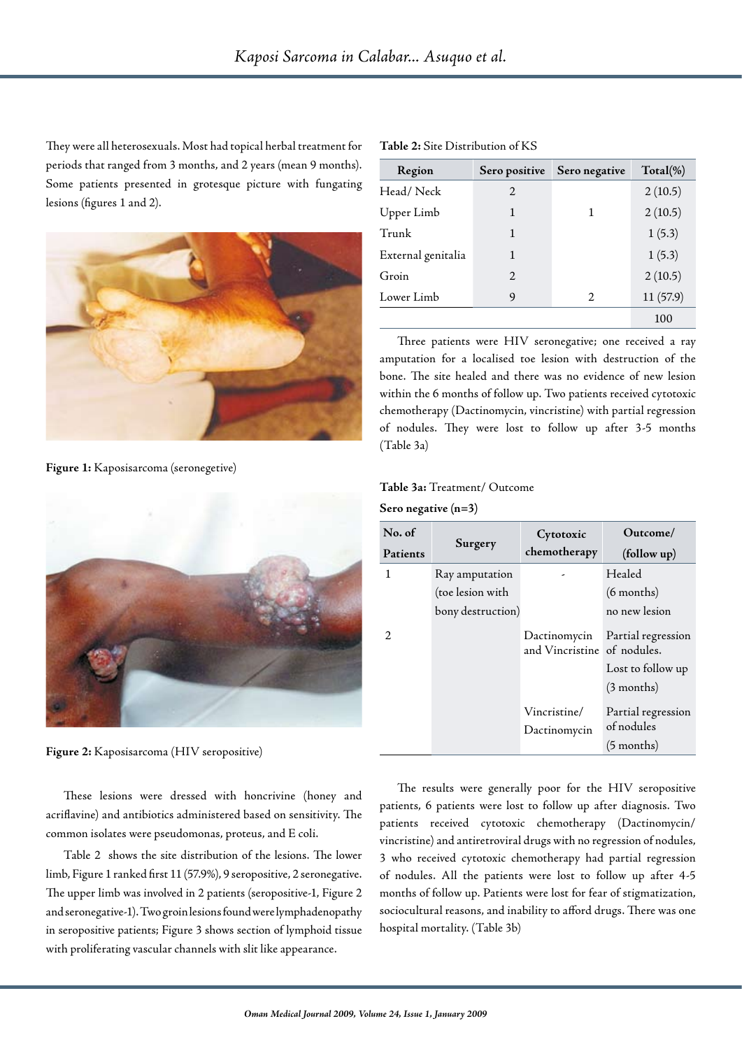They were all heterosexuals. Most had topical herbal treatment for periods that ranged from 3 months, and 2 years (mean 9 months). Some patients presented in grotesque picture with fungating lesions (figures 1 and 2).

**Figure 1:** Kaposisarcoma (seronegetive)

**Figure 2:** Kaposisarcoma (HIV seropositive)

These lesions were dressed with honcrivine (honey and acriflavine) and antibiotics administered based on sensitivity. The common isolates were pseudomonas, proteus, and E coli.

Table 2 shows the site distribution of the lesions. The lower limb, Figure 1 ranked first 11 (57.9%), 9 seropositive, 2 seronegative. The upper limb was involved in 2 patients (seropositive-1, Figure 2 and seronegative-1). Two groin lesions found were lymphadenopathy in seropositive patients; Figure 3 shows section of lymphoid tissue with proliferating vascular channels with slit like appearance.

**Table 2:** Site Distribution of KS

| Region | Sero positive | Sero negative | Total(%) |
|---|---|---|---|
| Head/ Neck | 2 | | 2 (10.5) |
| Upper Limb | 1 | 1 | 2 (10.5) |
| Trunk | 1 | | 1 (5.3) |
| External genitalia | 1 | | 1 (5.3) |
| Groin | 2 | | 2 (10.5) |
| Lower Limb | 9 | 2 | 11 (57.9) |
| | | | 100 |

Three patients were HIV seronegative; one received a ray amputation for a localised toe lesion with destruction of the bone. The site healed and there was no evidence of new lesion within the 6 months of follow up. Two patients received cytotoxic chemotherapy (Dactinomycin, vincristine) with partial regression of nodules. They were lost to follow up after 3-5 months (Table 3a)

**Table 3a:** Treatment/ Outcome

**Sero negative (n=3)**

| No. of Patients | Surgery | Cytotoxic chemotherapy | Outcome/ (follow up) |
|---|---|---|---|
| 1 | Ray amputation (toe lesion with bony destruction) | - | Healed (6 months) no new lesion |
| 2 | | Dactinomycin and Vincristine | Partial regression of nodules. Lost to follow up (3 months) |
| | | Vincristine/ Dactinomycin | Partial regression of nodules (5 months) |

The results were generally poor for the HIV seropositive patients, 6 patients were lost to follow up after diagnosis. Two patients received cytotoxic chemotherapy (Dactinomycin/ vincristine) and antiretroviral drugs with no regression of nodules, 3 who received cytotoxic chemotherapy had partial regression of nodules. All the patients were lost to follow up after 4-5 months of follow up. Patients were lost for fear of stigmatization, sociocultural reasons, and inability to afford drugs. There was one hospital mortality. (Table 3b)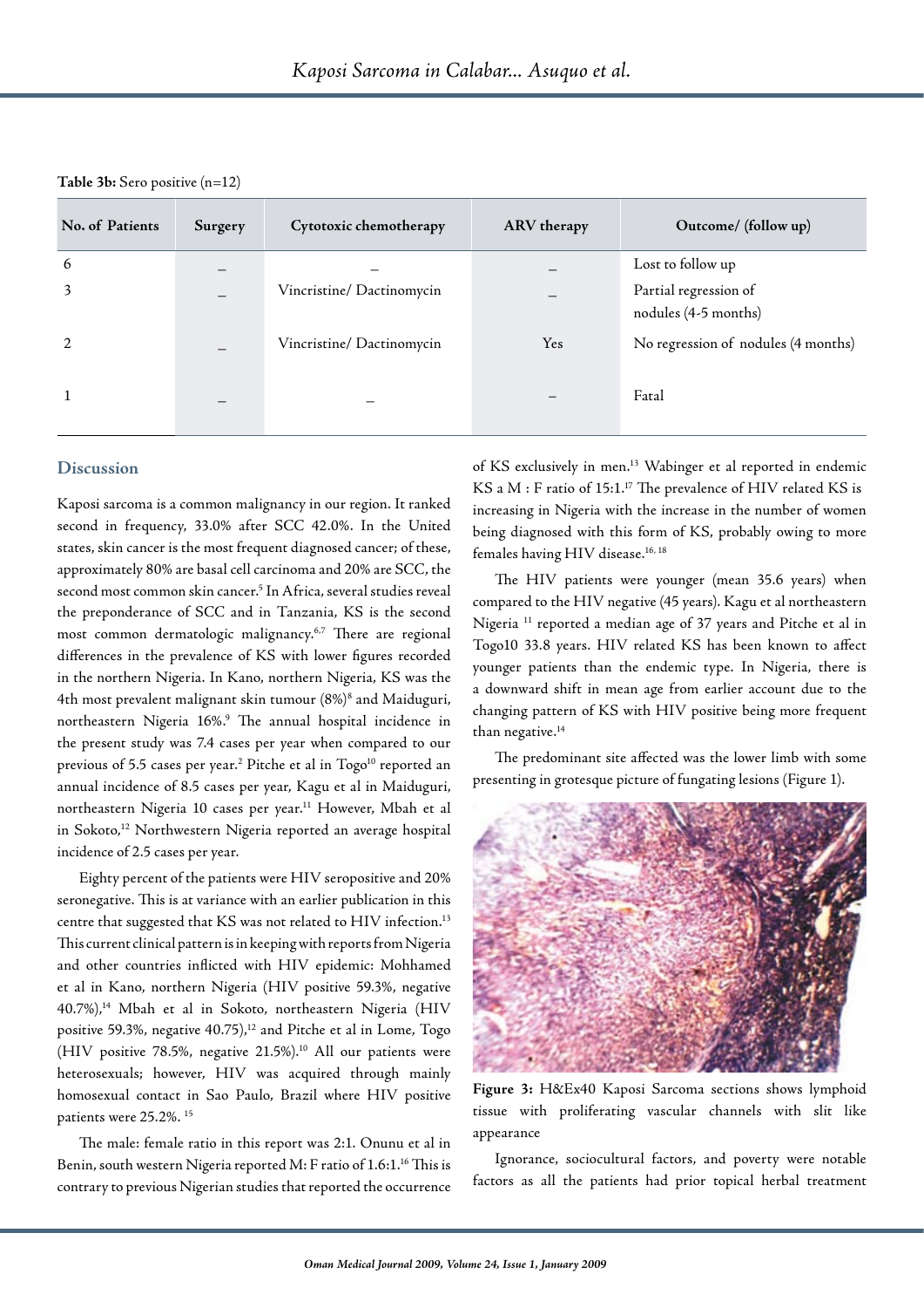**Table 3b:** Sero positive (n=12)

| No. of Patients | Surgery | Cytotoxic chemotherapy | ARV therapy | Outcome/ (follow up) |
|---|---|---|---|---|
| 6 | – | – | – | Lost to follow up |
| 3 | – | Vincristine/ Dactinomycin | – | Partial regression of nodules (4-5 months) |
| 2 | – | Vincristine/ Dactinomycin | Yes | No regression of nodules (4 months) |
| 1 | – | – | – | Fatal |

## Discussion

Kaposi sarcoma is a common malignancy in our region. It ranked second in frequency, 33.0% after SCC 42.0%. In the United states, skin cancer is the most frequent diagnosed cancer; of these, approximately 80% are basal cell carcinoma and 20% are SCC, the second most common skin cancer.[5] In Africa, several studies reveal the preponderance of SCC and in Tanzania, KS is the second most common dermatologic malignancy.[6,7] There are regional differences in the prevalence of KS with lower figures recorded in the northern Nigeria. In Kano, northern Nigeria, KS was the 4th most prevalent malignant skin tumour (8%)[8] and Maiduguri, northeastern Nigeria 16%.[9] The annual hospital incidence in the present study was 7.4 cases per year when compared to our previous of 5.5 cases per year.[2] Pitche et al in Togo[10] reported an annual incidence of 8.5 cases per year, Kagu et al in Maiduguri, northeastern Nigeria 10 cases per year.[11] However, Mbah et al in Sokoto,[12] Northwestern Nigeria reported an average hospital incidence of 2.5 cases per year.

Eighty percent of the patients were HIV seropositive and 20% seronegative. This is at variance with an earlier publication in this centre that suggested that KS was not related to HIV infection.[13] This current clinical pattern is in keeping with reports from Nigeria and other countries inflicted with HIV epidemic: Mohhamed et al in Kano, northern Nigeria (HIV positive 59.3%, negative 40.7%),[14] Mbah et al in Sokoto, northeastern Nigeria (HIV positive 59.3%, negative 40.75),[12] and Pitche et al in Lome, Togo (HIV positive 78.5%, negative 21.5%).[10] All our patients were heterosexuals; however, HIV was acquired through mainly homosexual contact in Sao Paulo, Brazil where HIV positive patients were 25.2%. [15]

The male: female ratio in this report was 2:1. Onunu et al in Benin, south western Nigeria reported M: F ratio of 1.6:1.[16] This is contrary to previous Nigerian studies that reported the occurrence of KS exclusively in men.[13] Wabinger et al reported in endemic KS a M : F ratio of 15:1.[17] The prevalence of HIV related KS is increasing in Nigeria with the increase in the number of women being diagnosed with this form of KS, probably owing to more females having HIV disease.[16, 18]

The HIV patients were younger (mean 35.6 years) when compared to the HIV negative (45 years). Kagu et al northeastern Nigeria [11] reported a median age of 37 years and Pitche et al in Togo10 33.8 years. HIV related KS has been known to affect younger patients than the endemic type. In Nigeria, there is a downward shift in mean age from earlier account due to the changing pattern of KS with HIV positive being more frequent than negative.[14]

The predominant site affected was the lower limb with some presenting in grotesque picture of fungating lesions (Figure 1).

**Figure 3:** H&Ex40 Kaposi Sarcoma sections shows lymphoid tissue with proliferating vascular channels with slit like appearance

Ignorance, sociocultural factors, and poverty were notable factors as all the patients had prior topical herbal treatment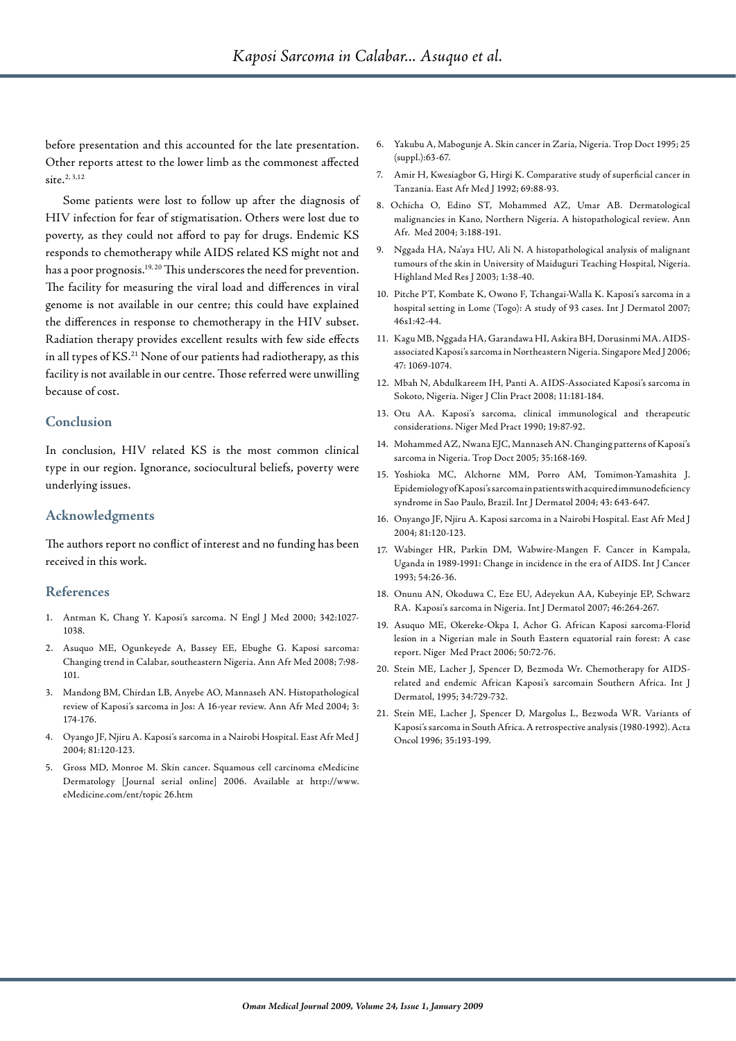before presentation and this accounted for the late presentation. Other reports attest to the lower limb as the commonest affected site.[2, 3,12]

Some patients were lost to follow up after the diagnosis of HIV infection for fear of stigmatisation. Others were lost due to poverty, as they could not afford to pay for drugs. Endemic KS responds to chemotherapy while AIDS related KS might not and has a poor prognosis.[19, 20] This underscores the need for prevention. The facility for measuring the viral load and differences in viral genome is not available in our centre; this could have explained the differences in response to chemotherapy in the HIV subset. Radiation therapy provides excellent results with few side effects in all types of KS.[21] None of our patients had radiotherapy, as this facility is not available in our centre. Those referred were unwilling because of cost.

## Conclusion

In conclusion, HIV related KS is the most common clinical type in our region. Ignorance, sociocultural beliefs, poverty were underlying issues.

## Acknowledgments

The authors report no conflict of interest and no funding has been received in this work.

## References

1. Antman K, Chang Y. Kaposi's sarcoma. N Engl J Med 2000; 342:1027-1038.
2. Asuquo ME, Ogunkeyede A, Bassey EE, Ebughe G. Kaposi sarcoma: Changing trend in Calabar, southeastern Nigeria. Ann Afr Med 2008; 7:98-101.
3. Mandong BM, Chirdan LB, Anyebe AO, Mannaseh AN. Histopathological review of Kaposi's sarcoma in Jos: A 16-year review. Ann Afr Med 2004; 3: 174-176.
4. Oyango JF, Njiru A. Kaposi's sarcoma in a Nairobi Hospital. East Afr Med J 2004; 81:120-123.
5. Gross MD, Monroe M. Skin cancer. Squamous cell carcinoma eMedicine Dermatology [Journal serial online] 2006. Available at http://www.eMedicine.com/ent/topic 26.htm
6. Yakubu A, Mabogunje A. Skin cancer in Zaria, Nigeria. Trop Doct 1995; 25 (suppl.):63-67.
7. Amir H, Kwesiagbor G, Hirgi K. Comparative study of superficial cancer in Tanzania. East Afr Med J 1992; 69:88-93.
8. Ochicha O, Edino ST, Mohammed AZ, Umar AB. Dermatological malignancies in Kano, Northern Nigeria. A histopathological review. Ann Afr. Med 2004; 3:188-191.
9. Nggada HA, Na'aya HU, Ali N. A histopathological analysis of malignant tumours of the skin in University of Maiduguri Teaching Hospital, Nigeria. Highland Med Res J 2003; 1:38-40.
10. Pitche PT, Kombate K, Owono F, Tchangai-Walla K. Kaposi's sarcoma in a hospital setting in Lome (Togo): A study of 93 cases. Int J Dermatol 2007; 46s1:42-44.
11. Kagu MB, Nggada HA, Garandawa HI, Askira BH, Dorusinmi MA. AIDS-associated Kaposi's sarcoma in Northeastern Nigeria. Singapore Med J 2006; 47: 1069-1074.
12. Mbah N, Abdulkareem IH, Panti A. AIDS-Associated Kaposi's sarcoma in Sokoto, Nigeria. Niger J Clin Pract 2008; 11:181-184.
13. Otu AA. Kaposi's sarcoma, clinical immunological and therapeutic considerations. Niger Med Pract 1990; 19:87-92.
14. Mohammed AZ, Nwana EJC, Mannaseh AN. Changing patterns of Kaposi's sarcoma in Nigeria. Trop Doct 2005; 35:168-169.
15. Yoshioka MC, Alchorne MM, Porro AM, Tomimon-Yamashita J. Epidemiology of Kaposi's sarcoma in patients with acquired immunodeficiency syndrome in Sao Paulo, Brazil. Int J Dermatol 2004; 43: 643-647.
16. Onyango JF, Njiru A. Kaposi sarcoma in a Nairobi Hospital. East Afr Med J 2004; 81:120-123.
17. Wabinger HR, Parkin DM, Wabwire-Mangen F. Cancer in Kampala, Uganda in 1989-1991: Change in incidence in the era of AIDS. Int J Cancer 1993; 54:26-36.
18. Onunu AN, Okoduwa C, Eze EU, Adeyekun AA, Kubeyinje EP, Schwarz RA. Kaposi's sarcoma in Nigeria. Int J Dermatol 2007; 46:264-267.
19. Asuquo ME, Okereke-Okpa I, Achor G. African Kaposi sarcoma-Florid lesion in a Nigerian male in South Eastern equatorial rain forest: A case report. Niger Med Pract 2006; 50:72-76.
20. Stein ME, Lacher J, Spencer D, Bezmoda Wr. Chemotherapy for AIDS-related and endemic African Kaposi's sarcomain Southern Africa. Int J Dermatol, 1995; 34:729-732.
21. Stein ME, Lacher J, Spencer D, Margolus L, Bezwoda WR. Variants of Kaposi's sarcoma in South Africa. A retrospective analysis (1980-1992). Acta Oncol 1996; 35:193-199.